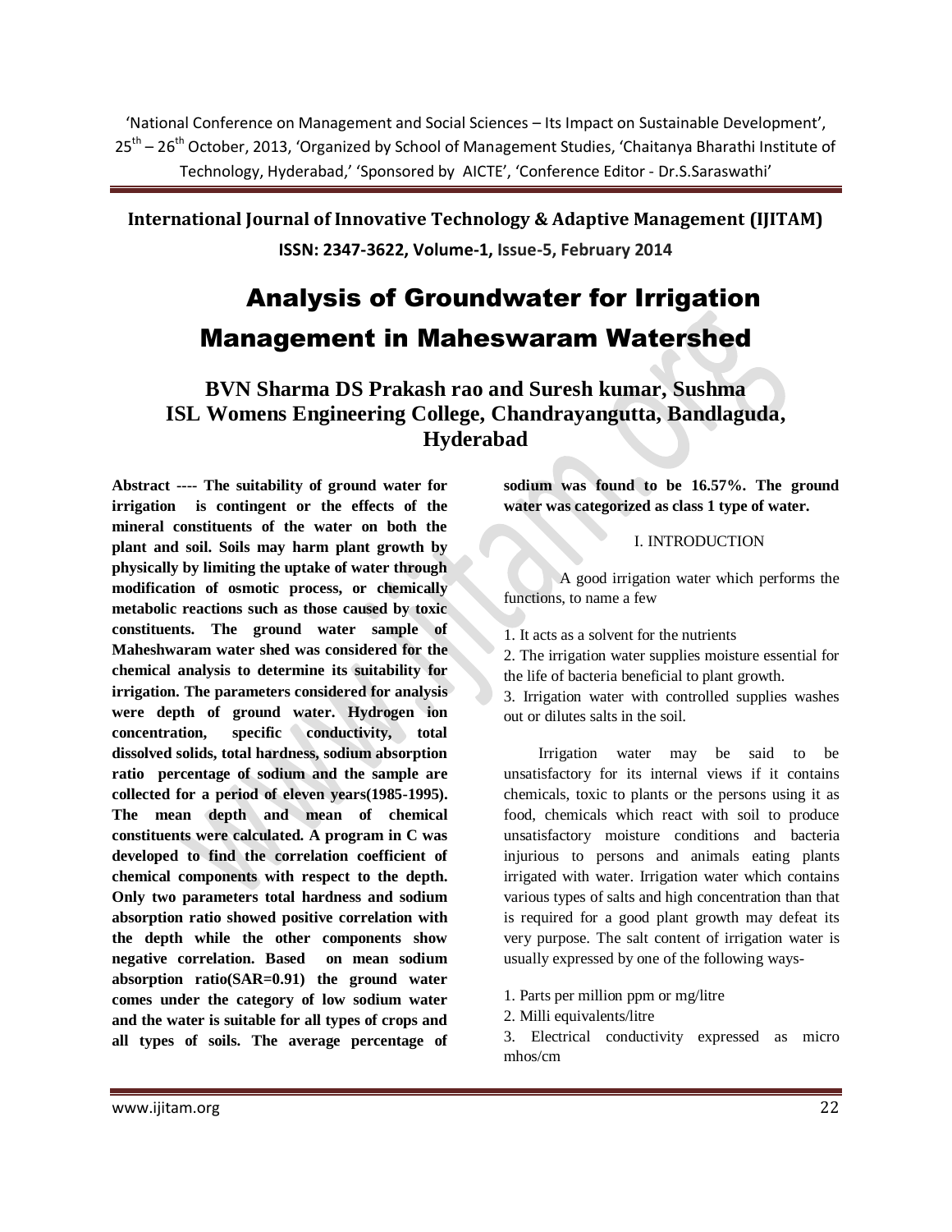# Analysis of Groundwater for Irrigation Management in Maheswaram Watershed

**BVN Sharma DS Prakash rao and Suresh kumar, Sushma**
**ISL Womens Engineering College, Chandrayangutta, Bandlaguda, Hyderabad**

**Abstract ---- The suitability of ground water for irrigation is contingent or the effects of the mineral constituents of the water on both the plant and soil. Soils may harm plant growth by physically by limiting the uptake of water through modification of osmotic process, or chemically metabolic reactions such as those caused by toxic constituents. The ground water sample of Maheshwaram water shed was considered for the chemical analysis to determine its suitability for irrigation. The parameters considered for analysis were depth of ground water. Hydrogen ion concentration, specific conductivity, total dissolved solids, total hardness, sodium absorption ratio percentage of sodium and the sample are collected for a period of eleven years(1985-1995). The mean depth and mean of chemical constituents were calculated. A program in C was developed to find the correlation coefficient of chemical components with respect to the depth. Only two parameters total hardness and sodium absorption ratio showed positive correlation with the depth while the other components show negative correlation. Based on mean sodium absorption ratio(SAR=0.91) the ground water comes under the category of low sodium water and the water is suitable for all types of crops and all types of soils. The average percentage of sodium was found to be 16.57%. The ground water was categorized as class 1 type of water.**

## I. INTRODUCTION

A good irrigation water which performs the functions, to name a few

1. It acts as a solvent for the nutrients
2. The irrigation water supplies moisture essential for the life of bacteria beneficial to plant growth.
3. Irrigation water with controlled supplies washes out or dilutes salts in the soil.

Irrigation water may be said to be unsatisfactory for its internal views if it contains chemicals, toxic to plants or the persons using it as food, chemicals which react with soil to produce unsatisfactory moisture conditions and bacteria injurious to persons and animals eating plants irrigated with water. Irrigation water which contains various types of salts and high concentration than that is required for a good plant growth may defeat its very purpose. The salt content of irrigation water is usually expressed by one of the following ways-

1. Parts per million ppm or mg/litre
2. Milli equivalents/litre
3. Electrical conductivity expressed as micro mhos/cm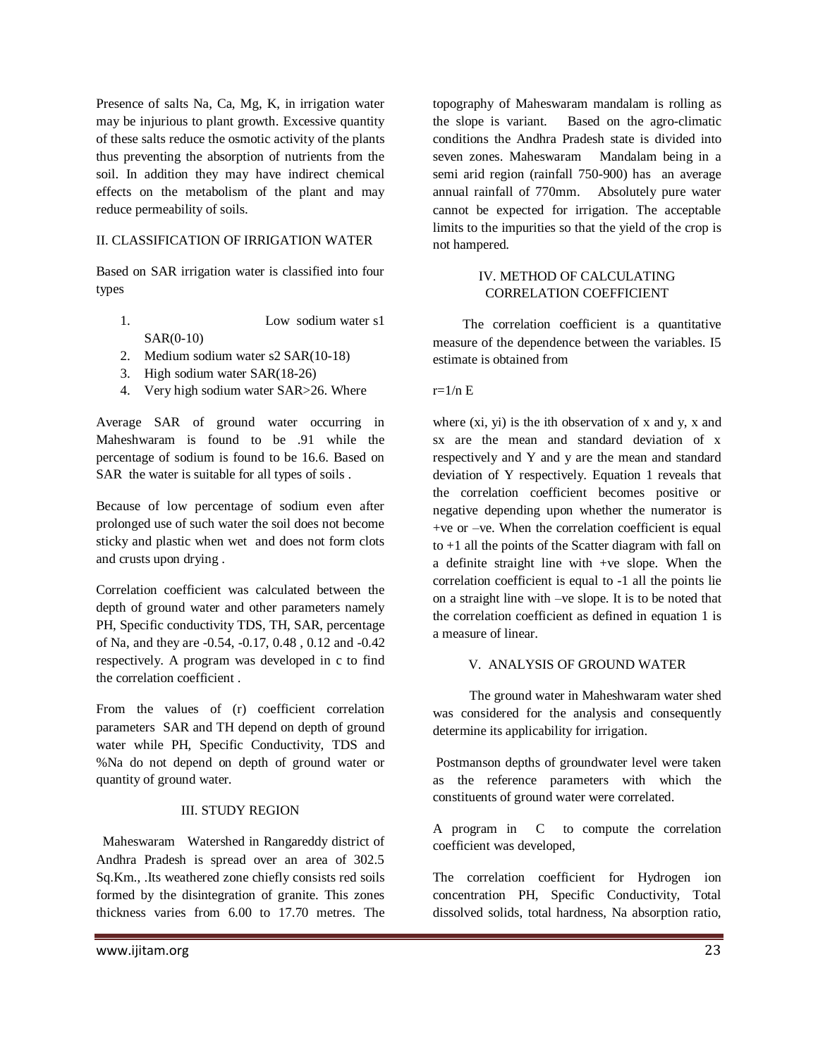Presence of salts Na, Ca, Mg, K, in irrigation water may be injurious to plant growth. Excessive quantity of these salts reduce the osmotic activity of the plants thus preventing the absorption of nutrients from the soil. In addition they may have indirect chemical effects on the metabolism of the plant and may reduce permeability of soils.

## II. CLASSIFICATION OF IRRIGATION WATER

Based on SAR irrigation water is classified into four types

1. Low sodium water s1 SAR(0-10)
2. Medium sodium water s2 SAR(10-18)
3. High sodium water SAR(18-26)
4. Very high sodium water SAR>26. Where

Average SAR of ground water occurring in Maheshwaram is found to be .91 while the percentage of sodium is found to be 16.6. Based on SAR the water is suitable for all types of soils .

Because of low percentage of sodium even after prolonged use of such water the soil does not become sticky and plastic when wet and does not form clots and crusts upon drying .

Correlation coefficient was calculated between the depth of ground water and other parameters namely PH, Specific conductivity TDS, TH, SAR, percentage of Na, and they are -0.54, -0.17, 0.48 , 0.12 and -0.42 respectively. A program was developed in c to find the correlation coefficient .

From the values of (r) coefficient correlation parameters SAR and TH depend on depth of ground water while PH, Specific Conductivity, TDS and %Na do not depend on depth of ground water or quantity of ground water.

## III. STUDY REGION

Maheswaram Watershed in Rangareddy district of Andhra Pradesh is spread over an area of 302.5 Sq.Km., .Its weathered zone chiefly consists red soils formed by the disintegration of granite. This zones thickness varies from 6.00 to 17.70 metres. The topography of Maheswaram mandalam is rolling as the slope is variant. Based on the agro-climatic conditions the Andhra Pradesh state is divided into seven zones. Maheswaram Mandalam being in a semi arid region (rainfall 750-900) has an average annual rainfall of 770mm. Absolutely pure water cannot be expected for irrigation. The acceptable limits to the impurities so that the yield of the crop is not hampered.

## IV. METHOD OF CALCULATING CORRELATION COEFFICIENT

The correlation coefficient is a quantitative measure of the dependence between the variables. I5 estimate is obtained from

r=1/n E

where (xi, yi) is the ith observation of x and y, x and sx are the mean and standard deviation of x respectively and Y and y are the mean and standard deviation of Y respectively. Equation 1 reveals that the correlation coefficient becomes positive or negative depending upon whether the numerator is +ve or –ve. When the correlation coefficient is equal to +1 all the points of the Scatter diagram with fall on a definite straight line with +ve slope. When the correlation coefficient is equal to -1 all the points lie on a straight line with –ve slope. It is to be noted that the correlation coefficient as defined in equation 1 is a measure of linear.

## V. ANALYSIS OF GROUND WATER

The ground water in Maheshwaram water shed was considered for the analysis and consequently determine its applicability for irrigation.

Postmanson depths of groundwater level were taken as the reference parameters with which the constituents of ground water were correlated.

A program in C to compute the correlation coefficient was developed,

The correlation coefficient for Hydrogen ion concentration PH, Specific Conductivity, Total dissolved solids, total hardness, Na absorption ratio,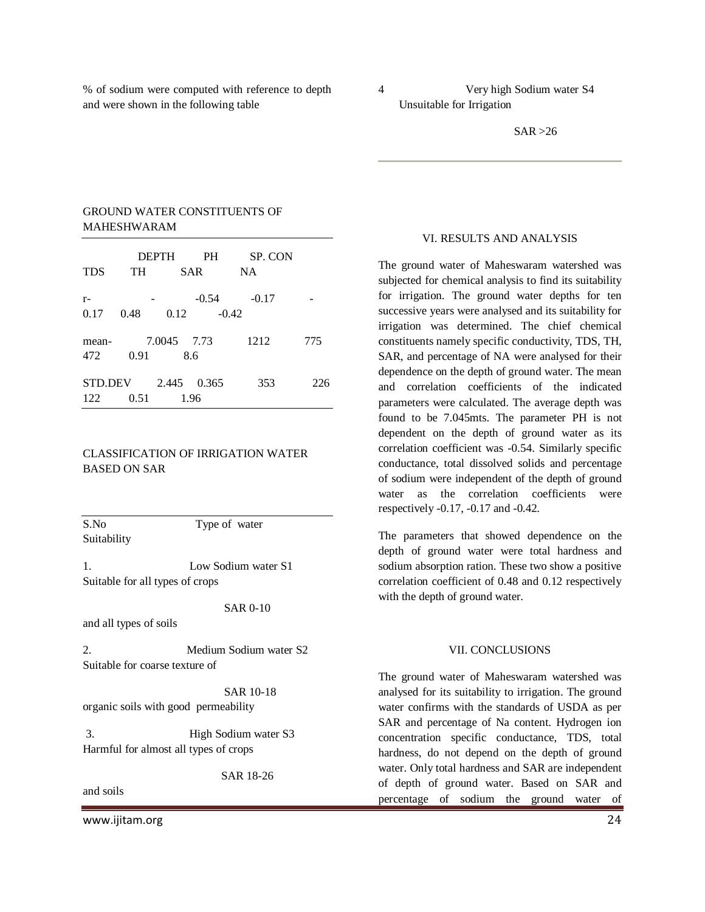% of sodium were computed with reference to depth and were shown in the following table

GROUND WATER CONSTITUENTS OF MAHESHWARAM

| | DEPTH | PH | SP. CON | TDS | TH | SAR | NA |
|---|---|---|---|---|---|---|---|
| r- | - | -0.54 | -0.17 | -0.17 | 0.48 | 0.12 | -0.42 |
| mean- | 7.0045 | 7.73 | 1212 | 775 | 472 | 0.91 | 8.6 |
| STD.DEV | 2.445 | 0.365 | 353 | 226 | 122 | 0.51 | 1.96 |

CLASSIFICATION OF IRRIGATION WATER BASED ON SAR

| S.No | Type of water | Suitability |
|---|---|---|
| 1. | Low Sodium water S1 SAR 0-10 | Suitable for all types of crops and all types of soils |
| 2. | Medium Sodium water S2 SAR 10-18 | Suitable for coarse texture of organic soils with good permeability |
| 3. | High Sodium water S3 SAR 18-26 | Harmful for almost all types of crops and soils |
| 4 | Very high Sodium water S4 SAR >26 | Unsuitable for Irrigation |

## VI. RESULTS AND ANALYSIS

The ground water of Maheswaram watershed was subjected for chemical analysis to find its suitability for irrigation. The ground water depths for ten successive years were analysed and its suitability for irrigation was determined. The chief chemical constituents namely specific conductivity, TDS, TH, SAR, and percentage of NA were analysed for their dependence on the depth of ground water. The mean and correlation coefficients of the indicated parameters were calculated. The average depth was found to be 7.045mts. The parameter PH is not dependent on the depth of ground water as its correlation coefficient was -0.54. Similarly specific conductance, total dissolved solids and percentage of sodium were independent of the depth of ground water as the correlation coefficients were respectively -0.17, -0.17 and -0.42.

The parameters that showed dependence on the depth of ground water were total hardness and sodium absorption ration. These two show a positive correlation coefficient of 0.48 and 0.12 respectively with the depth of ground water.

## VII. CONCLUSIONS

The ground water of Maheswaram watershed was analysed for its suitability to irrigation. The ground water confirms with the standards of USDA as per SAR and percentage of Na content. Hydrogen ion concentration specific conductance, TDS, total hardness, do not depend on the depth of ground water. Only total hardness and SAR are independent of depth of ground water. Based on SAR and percentage of sodium the ground water of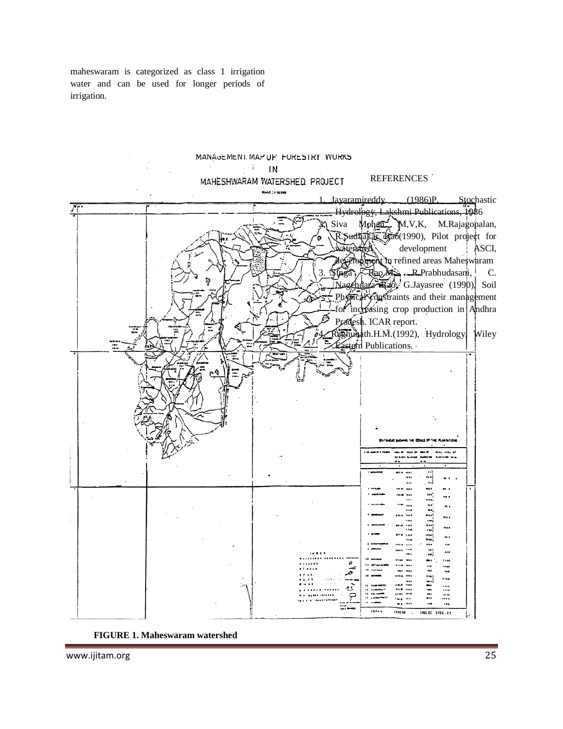maheswaram is categorized as class 1 irrigation water and can be used for longer periods of irrigation.

REFERENCES

1. Jayaramireddy (1986)P, Stochastic Hydrology, Lakshmi Publications, 1986
2. Siva Mohan, M,V,K, M.Rajagopalan, R.Sudhakar Rao(1990), Pilot project for watershed development ASCI, development in refined areas Maheswaram
3. Singa Rao,M, R.Prabhudasani, C. Nagendara Rao, G.Jayasree (1990), Soil Physical constraints and their management for increasing crop production in Andhra Pradesh. ICAR report.
4. Raghunath.H.M.(1992), Hydrology, Wiley Eastern Publications.

MANAGEMENT MAP OF FORESTRY WORKS IN MAHESHWARAM WATERSHED PROJECT

SCALE : 1:50000

STATEMENT SHOWING THE DETAILS OF THE PLANTATIONS

INDEX

TOTAL

**FIGURE 1. Maheswaram watershed**